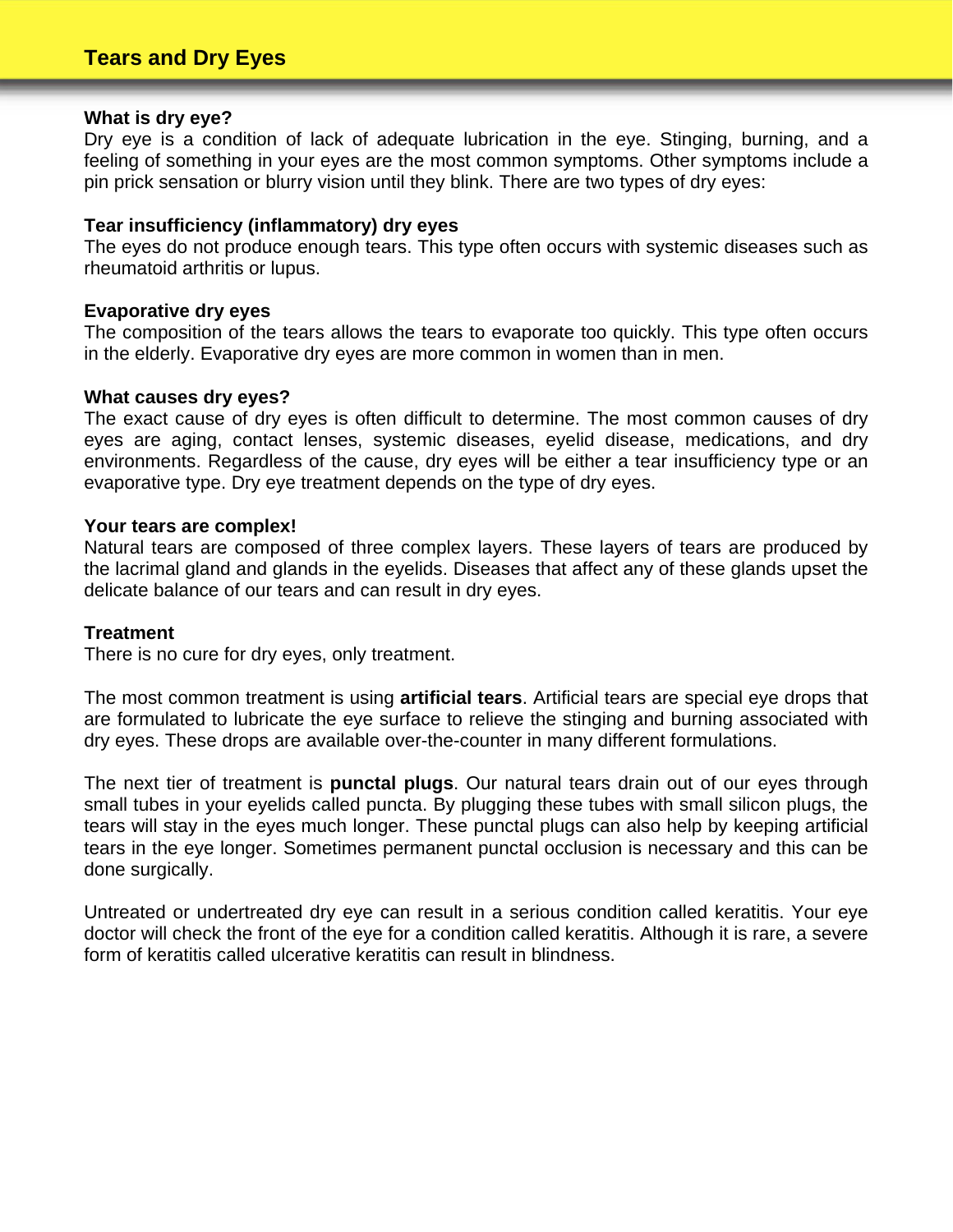# Tears and Dry Eyes

**What is dry eye?**

Dry eye is a condition of lack of adequate lubrication in the eye. Stinging, burning, and a feeling of something in your eyes are the most common symptoms. Other symptoms include a pin prick sensation or blurry vision until they blink. There are two types of dry eyes:

**Tear insufficiency (inflammatory) dry eyes**

The eyes do not produce enough tears. This type often occurs with systemic diseases such as rheumatoid arthritis or lupus.

**Evaporative dry eyes**

The composition of the tears allows the tears to evaporate too quickly. This type often occurs in the elderly. Evaporative dry eyes are more common in women than in men.

**What causes dry eyes?**

The exact cause of dry eyes is often difficult to determine. The most common causes of dry eyes are aging, contact lenses, systemic diseases, eyelid disease, medications, and dry environments. Regardless of the cause, dry eyes will be either a tear insufficiency type or an evaporative type. Dry eye treatment depends on the type of dry eyes.

**Your tears are complex!**

Natural tears are composed of three complex layers. These layers of tears are produced by the lacrimal gland and glands in the eyelids. Diseases that affect any of these glands upset the delicate balance of our tears and can result in dry eyes.

**Treatment**

There is no cure for dry eyes, only treatment.

The most common treatment is using **artificial tears**. Artificial tears are special eye drops that are formulated to lubricate the eye surface to relieve the stinging and burning associated with dry eyes. These drops are available over-the-counter in many different formulations.

The next tier of treatment is **punctal plugs**. Our natural tears drain out of our eyes through small tubes in your eyelids called puncta. By plugging these tubes with small silicon plugs, the tears will stay in the eyes much longer. These punctal plugs can also help by keeping artificial tears in the eye longer. Sometimes permanent punctal occlusion is necessary and this can be done surgically.

Untreated or undertreated dry eye can result in a serious condition called keratitis. Your eye doctor will check the front of the eye for a condition called keratitis. Although it is rare, a severe form of keratitis called ulcerative keratitis can result in blindness.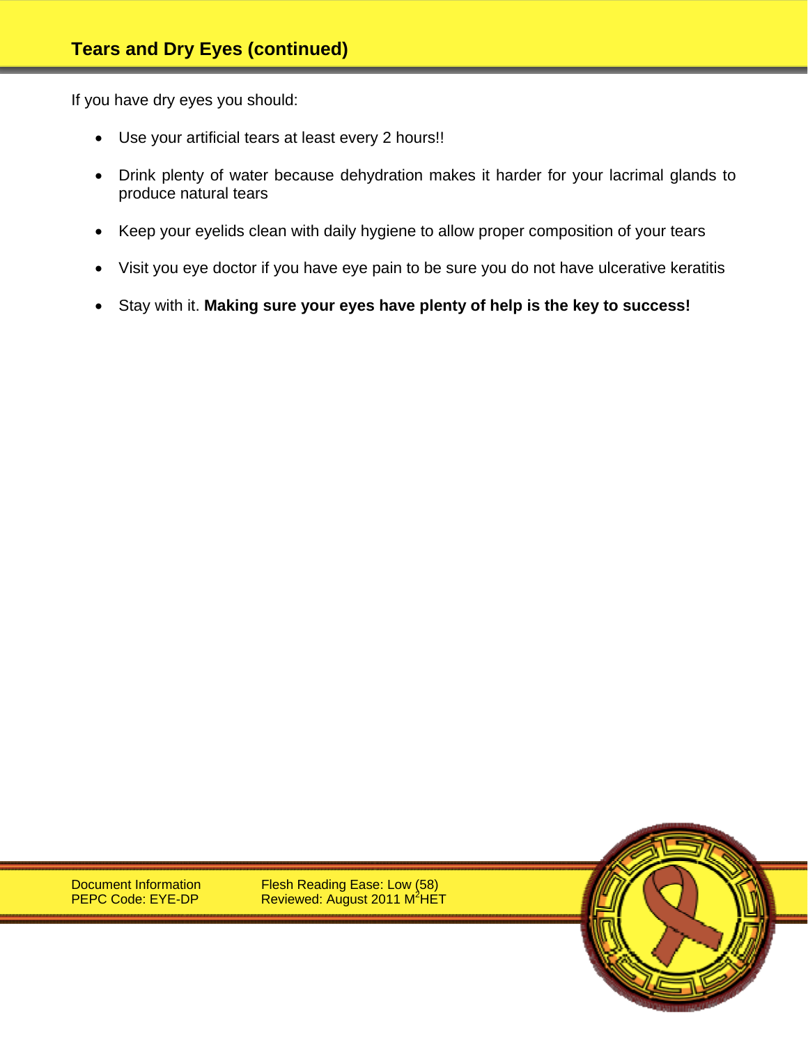## Tears and Dry Eyes (continued)

If you have dry eyes you should:

- Use your artificial tears at least every 2 hours!!
- Drink plenty of water because dehydration makes it harder for your lacrimal glands to produce natural tears
- Keep your eyelids clean with daily hygiene to allow proper composition of your tears
- Visit you eye doctor if you have eye pain to be sure you do not have ulcerative keratitis
- Stay with it. **Making sure your eyes have plenty of help is the key to success!**